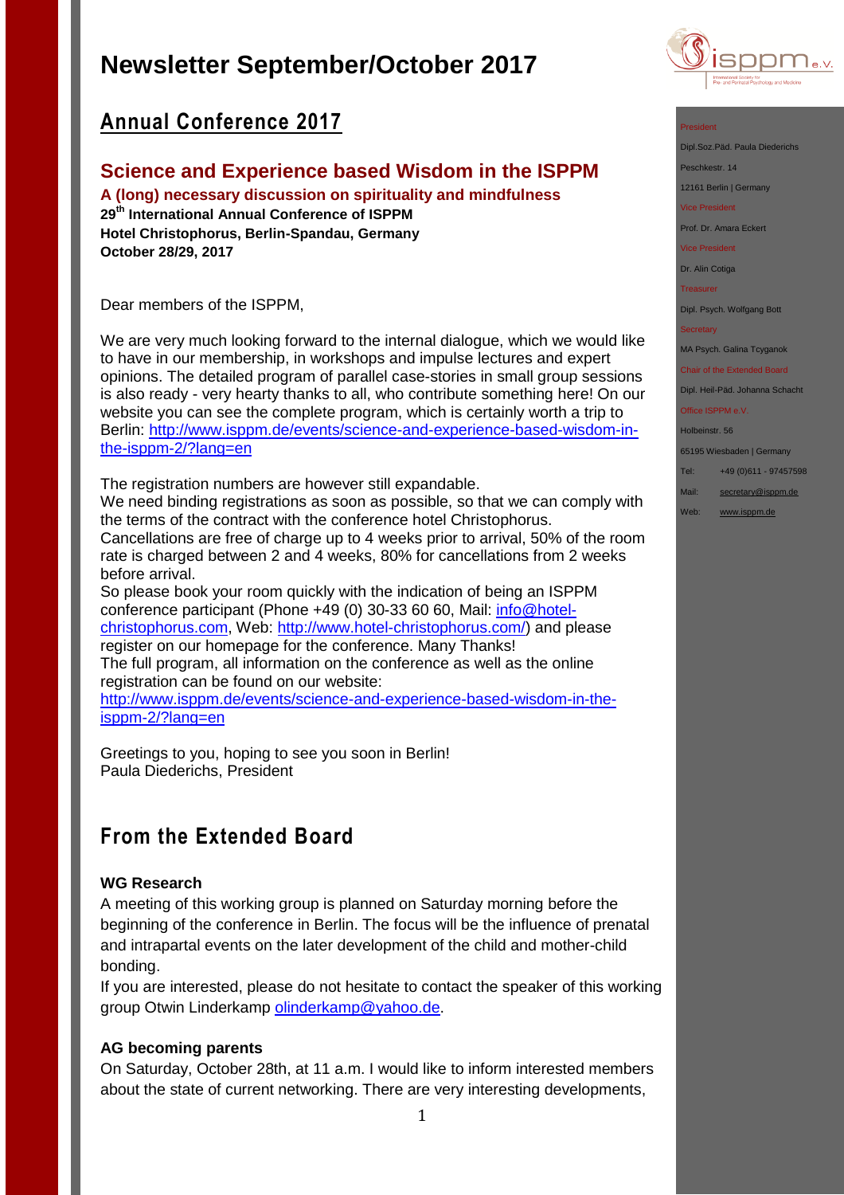# Newsletter September/October 2017

## Annual Conference 2017

### Science and Experience based Wisdom in the ISPPM

**A (long) necessary discussion on spirituality and mindfulness**
**29th International Annual Conference of ISPPM**
**Hotel Christophorus, Berlin-Spandau, Germany**
**October 28/29, 2017**

Dear members of the ISPPM,

We are very much looking forward to the internal dialogue, which we would like to have in our membership, in workshops and impulse lectures and expert opinions. The detailed program of parallel case-stories in small group sessions is also ready - very hearty thanks to all, who contribute something here! On our website you can see the complete program, which is certainly worth a trip to Berlin: http://www.isppm.de/events/science-and-experience-based-wisdom-in-the-isppm-2/?lang=en

The registration numbers are however still expandable.
We need binding registrations as soon as possible, so that we can comply with the terms of the contract with the conference hotel Christophorus.
Cancellations are free of charge up to 4 weeks prior to arrival, 50% of the room rate is charged between 2 and 4 weeks, 80% for cancellations from 2 weeks before arrival.
So please book your room quickly with the indication of being an ISPPM conference participant (Phone +49 (0) 30-33 60 60, Mail: info@hotel-christophorus.com, Web: http://www.hotel-christophorus.com/) and please register on our homepage for the conference. Many Thanks!
The full program, all information on the conference as well as the online registration can be found on our website:
http://www.isppm.de/events/science-and-experience-based-wisdom-in-the-isppm-2/?lang=en

Greetings to you, hoping to see you soon in Berlin!
Paula Diederichs, President

President
Dipl.Soz.Päd. Paula Diederichs
Peschkestr. 14
12161 Berlin | Germany
Vice President
Prof. Dr. Amara Eckert
Vice President
Dr. Alin Cotiga
Treasurer
Dipl. Psych. Wolfgang Bott
Secretary
MA Psych. Galina Tcyganok
Chair of the Extended Board
Dipl. Heil-Päd. Johanna Schacht
Office ISPPM e.V.
Holbeinstr. 56
65195 Wiesbaden | Germany
Tel: +49 (0)611 - 97457598
Mail: secretary@isppm.de
Web: www.isppm.de

## From the Extended Board

**WG Research**
A meeting of this working group is planned on Saturday morning before the beginning of the conference in Berlin. The focus will be the influence of prenatal and intrapartal events on the later development of the child and mother-child bonding.
If you are interested, please do not hesitate to contact the speaker of this working group Otwin Linderkamp olinderkamp@yahoo.de.

**AG becoming parents**
On Saturday, October 28th, at 11 a.m. I would like to inform interested members about the state of current networking. There are very interesting developments,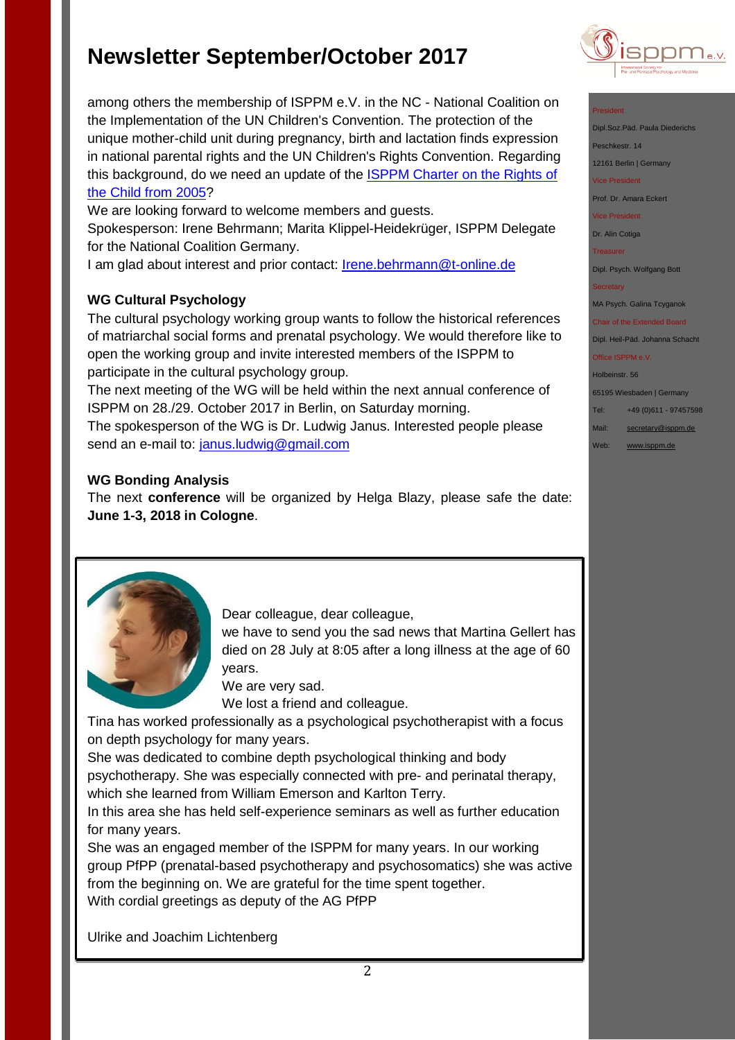among others the membership of ISPPM e.V. in the NC - National Coalition on the Implementation of the UN Children's Convention. The protection of the unique mother-child unit during pregnancy, birth and lactation finds expression in national parental rights and the UN Children's Rights Convention. Regarding this background, do we need an update of the ISPPM Charter on the Rights of the Child from 2005?

We are looking forward to welcome members and guests.

Spokesperson: Irene Behrmann; Marita Klippel-Heidekrüger, ISPPM Delegate for the National Coalition Germany.

I am glad about interest and prior contact: Irene.behrmann@t-online.de

**WG Cultural Psychology**

The cultural psychology working group wants to follow the historical references of matriarchal social forms and prenatal psychology. We would therefore like to open the working group and invite interested members of the ISPPM to participate in the cultural psychology group.

The next meeting of the WG will be held within the next annual conference of ISPPM on 28./29. October 2017 in Berlin, on Saturday morning.

The spokesperson of the WG is Dr. Ludwig Janus. Interested people please send an e-mail to: janus.ludwig@gmail.com

**WG Bonding Analysis**

The next **conference** will be organized by Helga Blazy, please safe the date: **June 1-3, 2018 in Cologne**.

Dear colleague, dear colleague,

we have to send you the sad news that Martina Gellert has died on 28 July at 8:05 after a long illness at the age of 60 years.

We are very sad.

We lost a friend and colleague.

Tina has worked professionally as a psychological psychotherapist with a focus on depth psychology for many years.

She was dedicated to combine depth psychological thinking and body psychotherapy. She was especially connected with pre- and perinatal therapy, which she learned from William Emerson and Karlton Terry.

In this area she has held self-experience seminars as well as further education for many years.

She was an engaged member of the ISPPM for many years. In our working group PfPP (prenatal-based psychotherapy and psychosomatics) she was active from the beginning on. We are grateful for the time spent together.

With cordial greetings as deputy of the AG PfPP

Ulrike and Joachim Lichtenberg

President
Dipl.Soz.Päd. Paula Diederichs
Peschkestr. 14
12161 Berlin | Germany

Vice President
Prof. Dr. Amara Eckert

Vice President
Dr. Alin Cotiga

Treasurer
Dipl. Psych. Wolfgang Bott

Secretary
MA Psych. Galina Tcyganok

Chair of the Extended Board
Dipl. Heil-Päd. Johanna Schacht

Office ISPPM e.V.
Holbeinstr. 56
65195 Wiesbaden | Germany
Tel: +49 (0)611 - 97457598
Mail: secretary@isppm.de
Web: www.isppm.de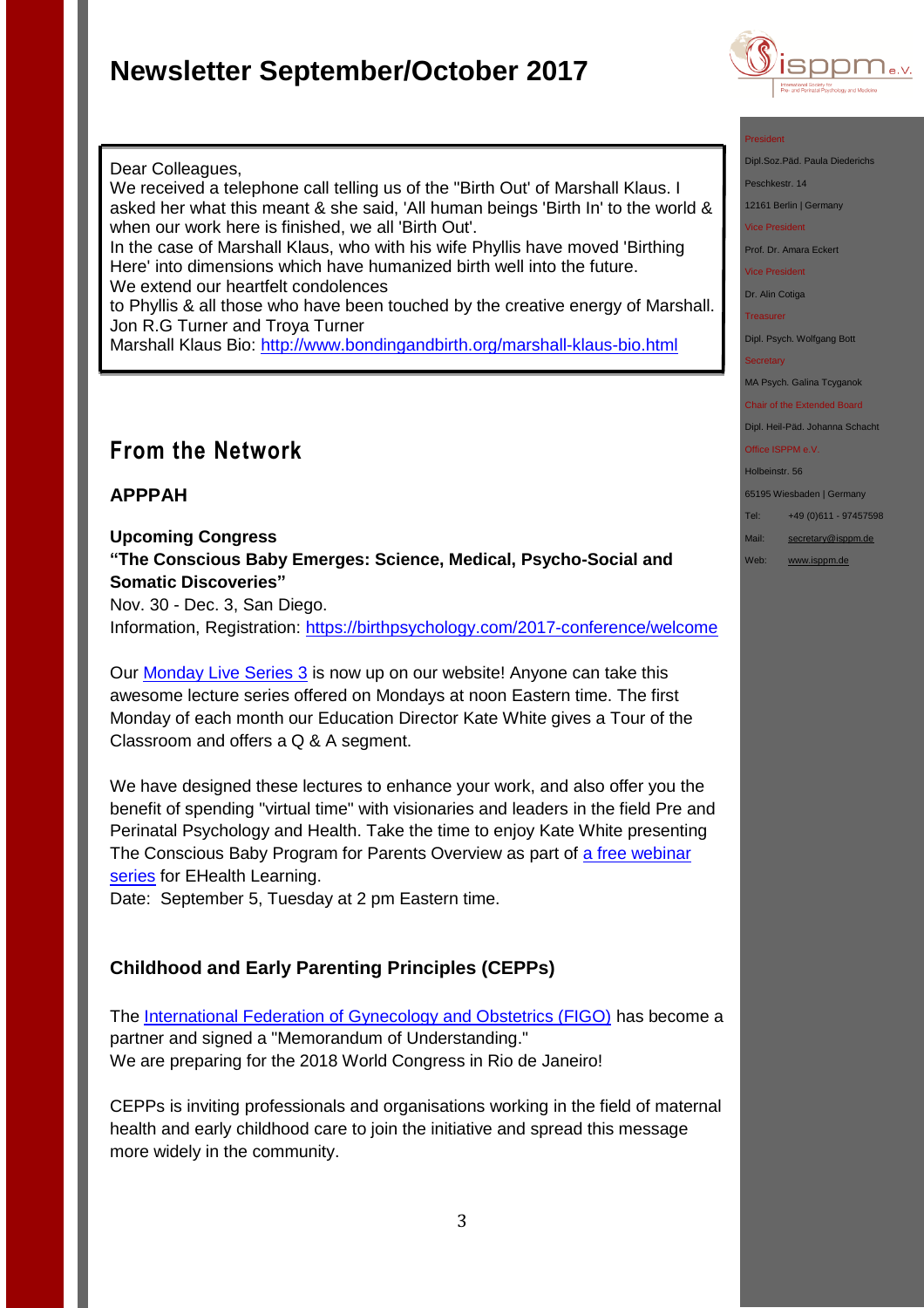# Newsletter September/October 2017

Dear Colleagues,
We received a telephone call telling us of the "Birth Out' of Marshall Klaus. I asked her what this meant & she said, 'All human beings 'Birth In' to the world & when our work here is finished, we all 'Birth Out'.
In the case of Marshall Klaus, who with his wife Phyllis have moved 'Birthing Here' into dimensions which have humanized birth well into the future.
We extend our heartfelt condolences
to Phyllis & all those who have been touched by the creative energy of Marshall.
Jon R.G Turner and Troya Turner
Marshall Klaus Bio: http://www.bondingandbirth.org/marshall-klaus-bio.html

## From the Network

### APPPAH

**Upcoming Congress**
**"The Conscious Baby Emerges: Science, Medical, Psycho-Social and Somatic Discoveries"**
Nov. 30 - Dec. 3, San Diego.
Information, Registration: https://birthpsychology.com/2017-conference/welcome

Our Monday Live Series 3 is now up on our website! Anyone can take this awesome lecture series offered on Mondays at noon Eastern time. The first Monday of each month our Education Director Kate White gives a Tour of the Classroom and offers a Q & A segment.

We have designed these lectures to enhance your work, and also offer you the benefit of spending "virtual time" with visionaries and leaders in the field Pre and Perinatal Psychology and Health. Take the time to enjoy Kate White presenting The Conscious Baby Program for Parents Overview as part of a free webinar series for EHealth Learning.
Date: September 5, Tuesday at 2 pm Eastern time.

### Childhood and Early Parenting Principles (CEPPs)

The International Federation of Gynecology and Obstetrics (FIGO) has become a partner and signed a "Memorandum of Understanding."
We are preparing for the 2018 World Congress in Rio de Janeiro!

CEPPs is inviting professionals and organisations working in the field of maternal health and early childhood care to join the initiative and spread this message more widely in the community.

President
Dipl.Soz.Päd. Paula Diederichs
Peschkestr. 14
12161 Berlin | Germany

Vice President
Prof. Dr. Amara Eckert

Vice President
Dr. Alin Cotiga

Treasurer
Dipl. Psych. Wolfgang Bott

Secretary
MA Psych. Galina Tcyganok

Chair of the Extended Board
Dipl. Heil-Päd. Johanna Schacht

Office ISPPM e.V.
Holbeinstr. 56
65195 Wiesbaden | Germany
Tel: +49 (0)611 - 97457598
Mail: secretary@isppm.de
Web: www.isppm.de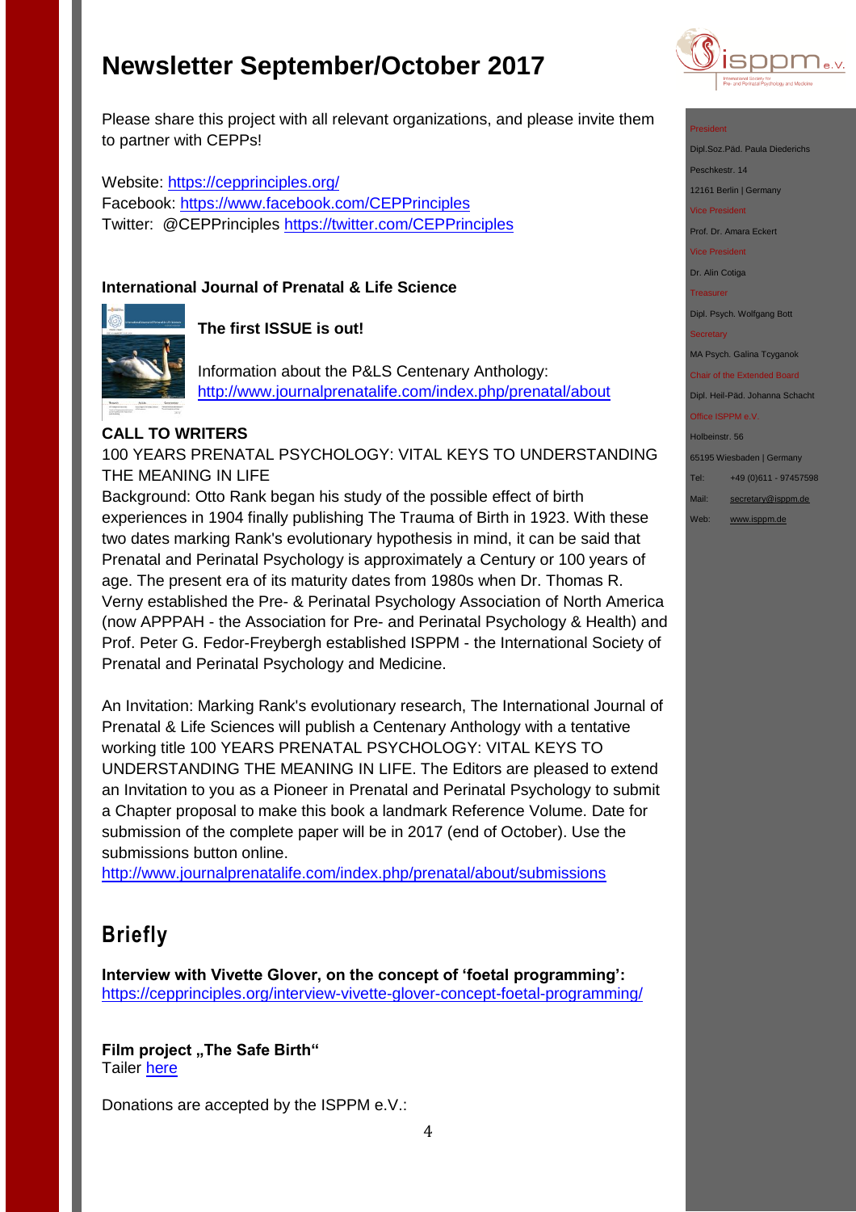Please share this project with all relevant organizations, and please invite them to partner with CEPPs!

Website: https://cepprinciples.org/
Facebook: https://www.facebook.com/CEPPrinciples
Twitter: @CEPPrinciples https://twitter.com/CEPPrinciples

**International Journal of Prenatal & Life Science**

**The first ISSUE is out!**

Information about the P&LS Centenary Anthology: http://www.journalprenatalife.com/index.php/prenatal/about

**CALL TO WRITERS**

100 YEARS PRENATAL PSYCHOLOGY: VITAL KEYS TO UNDERSTANDING THE MEANING IN LIFE

Background: Otto Rank began his study of the possible effect of birth experiences in 1904 finally publishing The Trauma of Birth in 1923. With these two dates marking Rank's evolutionary hypothesis in mind, it can be said that Prenatal and Perinatal Psychology is approximately a Century or 100 years of age. The present era of its maturity dates from 1980s when Dr. Thomas R. Verny established the Pre- & Perinatal Psychology Association of North America (now APPPAH - the Association for Pre- and Perinatal Psychology & Health) and Prof. Peter G. Fedor-Freybergh established ISPPM - the International Society of Prenatal and Perinatal Psychology and Medicine.

An Invitation: Marking Rank's evolutionary research, The International Journal of Prenatal & Life Sciences will publish a Centenary Anthology with a tentative working title 100 YEARS PRENATAL PSYCHOLOGY: VITAL KEYS TO UNDERSTANDING THE MEANING IN LIFE. The Editors are pleased to extend an Invitation to you as a Pioneer in Prenatal and Perinatal Psychology to submit a Chapter proposal to make this book a landmark Reference Volume. Date for submission of the complete paper will be in 2017 (end of October). Use the submissions button online.
http://www.journalprenatalife.com/index.php/prenatal/about/submissions

## Briefly

**Interview with Vivette Glover, on the concept of 'foetal programming':**
https://cepprinciples.org/interview-vivette-glover-concept-foetal-programming/

**Film project „The Safe Birth"**
Tailer here

Donations are accepted by the ISPPM e.V.:

President
Dipl.Soz.Päd. Paula Diederichs
Peschkestr. 14
12161 Berlin | Germany

Vice President
Prof. Dr. Amara Eckert

Vice President
Dr. Alin Cotiga

Treasurer
Dipl. Psych. Wolfgang Bott

Secretary
MA Psych. Galina Tcyganok

Chair of the Extended Board
Dipl. Heil-Päd. Johanna Schacht

Office ISPPM e.V.
Holbeinstr. 56
65195 Wiesbaden | Germany

Tel: +49 (0)611 - 97457598
Mail: secretary@isppm.de
Web: www.isppm.de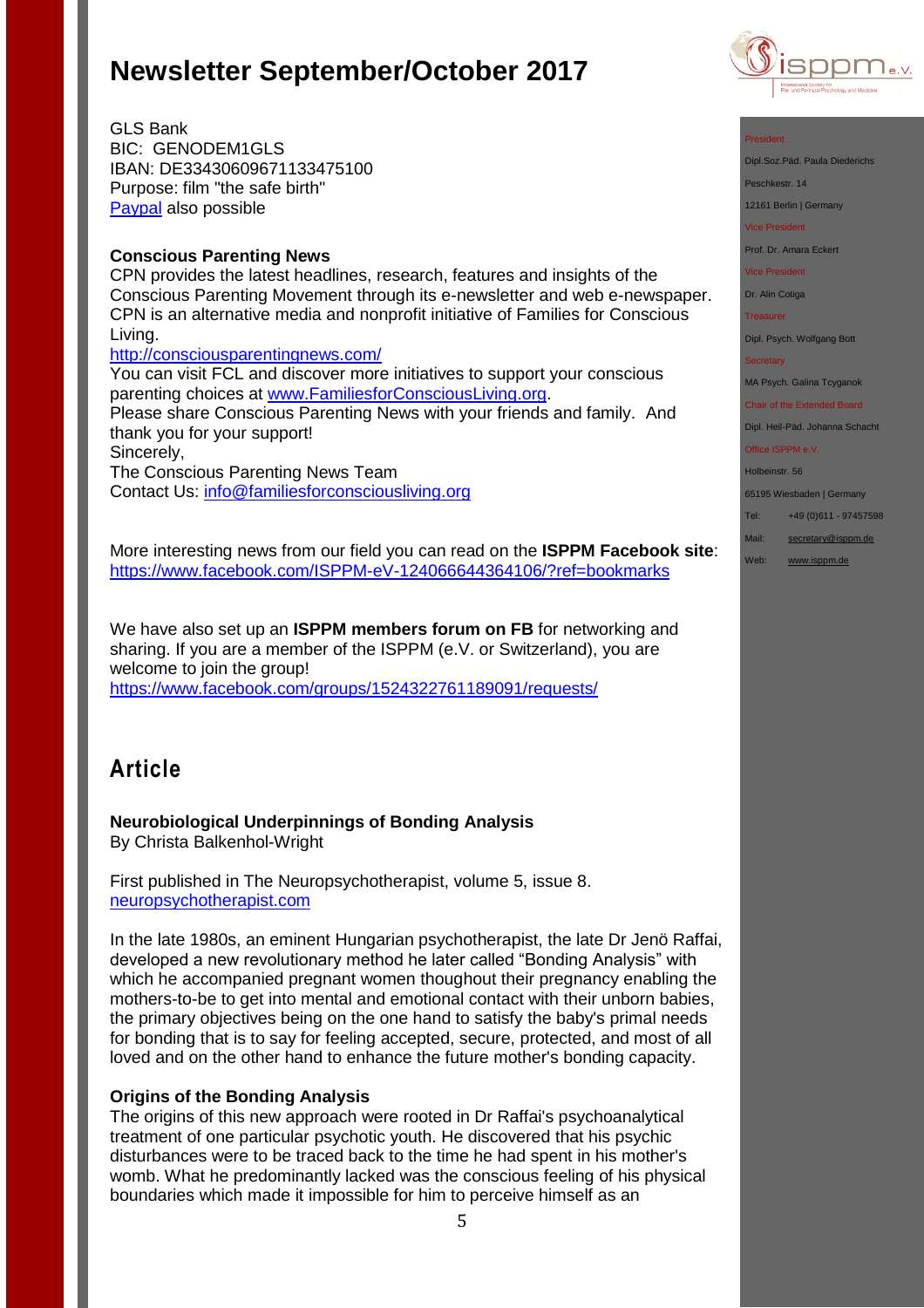GLS Bank
BIC: GENODEM1GLS
IBAN: DE33430609671133475100
Purpose: film "the safe birth"
Paypal also possible

**Conscious Parenting News**
CPN provides the latest headlines, research, features and insights of the Conscious Parenting Movement through its e-newsletter and web e-newspaper. CPN is an alternative media and nonprofit initiative of Families for Conscious Living.
http://consciousparentingnews.com/
You can visit FCL and discover more initiatives to support your conscious parenting choices at www.FamiliesforConsciousLiving.org.
Please share Conscious Parenting News with your friends and family. And thank you for your support!
Sincerely,
The Conscious Parenting News Team
Contact Us: info@familiesforconsciousliving.org

More interesting news from our field you can read on the **ISPPM Facebook site**: https://www.facebook.com/ISPPM-eV-124066644364106/?ref=bookmarks

We have also set up an **ISPPM members forum on FB** for networking and sharing. If you are a member of the ISPPM (e.V. or Switzerland), you are welcome to join the group!
https://www.facebook.com/groups/1524322761189091/requests/

## Article

**Neurobiological Underpinnings of Bonding Analysis**
By Christa Balkenhol-Wright

First published in The Neuropsychotherapist, volume 5, issue 8.
neuropsychotherapist.com

In the late 1980s, an eminent Hungarian psychotherapist, the late Dr Jenö Raffai, developed a new revolutionary method he later called "Bonding Analysis" with which he accompanied pregnant women thoughout their pregnancy enabling the mothers-to-be to get into mental and emotional contact with their unborn babies, the primary objectives being on the one hand to satisfy the baby's primal needs for bonding that is to say for feeling accepted, secure, protected, and most of all loved and on the other hand to enhance the future mother's bonding capacity.

**Origins of the Bonding Analysis**
The origins of this new approach were rooted in Dr Raffai's psychoanalytical treatment of one particular psychotic youth. He discovered that his psychic disturbances were to be traced back to the time he had spent in his mother's womb. What he predominantly lacked was the conscious feeling of his physical boundaries which made it impossible for him to perceive himself as an

President
Dipl.Soz.Päd. Paula Diederichs
Peschkestr. 14
12161 Berlin | Germany
Vice President
Prof. Dr. Amara Eckert
Vice President
Dr. Alin Cotiga
Treasurer
Dipl. Psych. Wolfgang Bott
Secretary
MA Psych. Galina Tcyganok
Chair of the Extended Board
Dipl. Heil-Päd. Johanna Schacht
Office ISPPM e.V.
Holbeinstr. 56
65195 Wiesbaden | Germany
Tel: +49 (0)611 - 97457598
Mail: secretary@isppm.de
Web: www.isppm.de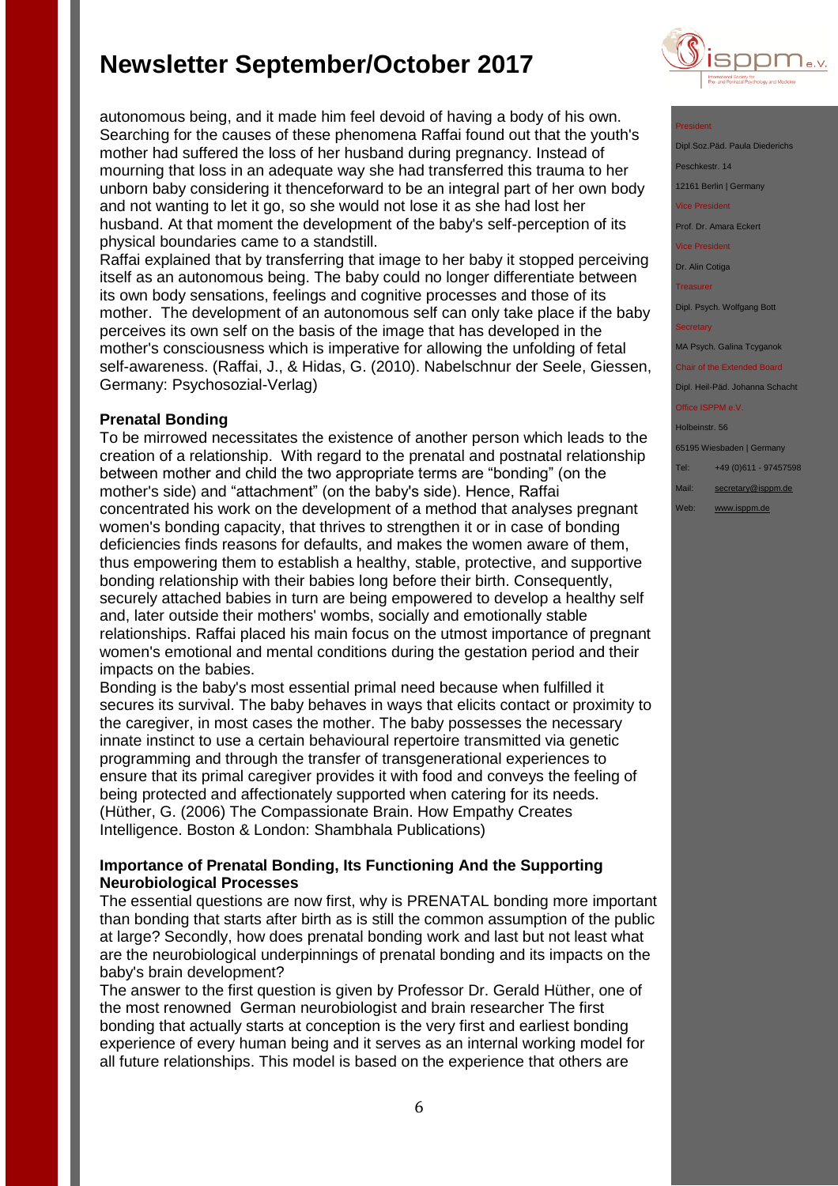autonomous being, and it made him feel devoid of having a body of his own. Searching for the causes of these phenomena Raffai found out that the youth's mother had suffered the loss of her husband during pregnancy. Instead of mourning that loss in an adequate way she had transferred this trauma to her unborn baby considering it thenceforward to be an integral part of her own body and not wanting to let it go, so she would not lose it as she had lost her husband. At that moment the development of the baby's self-perception of its physical boundaries came to a standstill.

Raffai explained that by transferring that image to her baby it stopped perceiving itself as an autonomous being. The baby could no longer differentiate between its own body sensations, feelings and cognitive processes and those of its mother. The development of an autonomous self can only take place if the baby perceives its own self on the basis of the image that has developed in the mother's consciousness which is imperative for allowing the unfolding of fetal self-awareness. (Raffai, J., & Hidas, G. (2010). Nabelschnur der Seele, Giessen, Germany: Psychosozial-Verlag)

**Prenatal Bonding**

To be mirrowed necessitates the existence of another person which leads to the creation of a relationship. With regard to the prenatal and postnatal relationship between mother and child the two appropriate terms are “bonding” (on the mother's side) and “attachment” (on the baby's side). Hence, Raffai concentrated his work on the development of a method that analyses pregnant women's bonding capacity, that thrives to strengthen it or in case of bonding deficiencies finds reasons for defaults, and makes the women aware of them, thus empowering them to establish a healthy, stable, protective, and supportive bonding relationship with their babies long before their birth. Consequently, securely attached babies in turn are being empowered to develop a healthy self and, later outside their mothers' wombs, socially and emotionally stable relationships. Raffai placed his main focus on the utmost importance of pregnant women's emotional and mental conditions during the gestation period and their impacts on the babies.

Bonding is the baby's most essential primal need because when fulfilled it secures its survival. The baby behaves in ways that elicits contact or proximity to the caregiver, in most cases the mother. The baby possesses the necessary innate instinct to use a certain behavioural repertoire transmitted via genetic programming and through the transfer of transgenerational experiences to ensure that its primal caregiver provides it with food and conveys the feeling of being protected and affectionately supported when catering for its needs. (Hüther, G. (2006) The Compassionate Brain. How Empathy Creates Intelligence. Boston & London: Shambhala Publications)

**Importance of Prenatal Bonding, Its Functioning And the Supporting Neurobiological Processes**

The essential questions are now first, why is PRENATAL bonding more important than bonding that starts after birth as is still the common assumption of the public at large? Secondly, how does prenatal bonding work and last but not least what are the neurobiological underpinnings of prenatal bonding and its impacts on the baby's brain development?

The answer to the first question is given by Professor Dr. Gerald Hüther, one of the most renowned German neurobiologist and brain researcher The first bonding that actually starts at conception is the very first and earliest bonding experience of every human being and it serves as an internal working model for all future relationships. This model is based on the experience that others are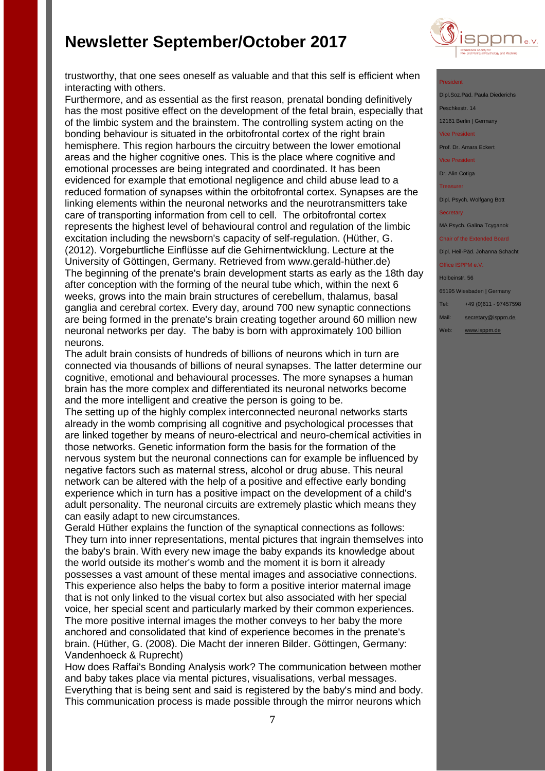trustworthy, that one sees oneself as valuable and that this self is efficient when interacting with others.

Furthermore, and as essential as the first reason, prenatal bonding definitively has the most positive effect on the development of the fetal brain, especially that of the limbic system and the brainstem. The controlling system acting on the bonding behaviour is situated in the orbitofrontal cortex of the right brain hemisphere. This region harbours the circuitry between the lower emotional areas and the higher cognitive ones. This is the place where cognitive and emotional processes are being integrated and coordinated. It has been evidenced for example that emotional negligence and child abuse lead to a reduced formation of synapses within the orbitofrontal cortex. Synapses are the linking elements within the neuronal networks and the neurotransmitters take care of transporting information from cell to cell. The orbitofrontal cortex represents the highest level of behavioural control and regulation of the limbic excitation including the newsborn's capacity of self-regulation. (Hüther, G. (2012). Vorgeburtliche Einflüsse auf die Gehirnentwicklung. Lecture at the University of Göttingen, Germany. Retrieved from www.gerald-hüther.de)

The beginning of the prenate's brain development starts as early as the 18th day after conception with the forming of the neural tube which, within the next 6 weeks, grows into the main brain structures of cerebellum, thalamus, basal ganglia and cerebral cortex. Every day, around 700 new synaptic connections are being formed in the prenate's brain creating together around 60 million new neuronal networks per day. The baby is born with approximately 100 billion neurons.

The adult brain consists of hundreds of billions of neurons which in turn are connected via thousands of billions of neural synapses. The latter determine our cognitive, emotional and behavioural processes. The more synapses a human brain has the more complex and differentiated its neuronal networks become and the more intelligent and creative the person is going to be.

The setting up of the highly complex interconnected neuronal networks starts already in the womb comprising all cognitive and psychological processes that are linked together by means of neuro-electrical and neuro-chemícal activities in those networks. Genetic information form the basis for the formation of the nervous system but the neuronal connections can for example be influenced by negative factors such as maternal stress, alcohol or drug abuse. This neural network can be altered with the help of a positive and effective early bonding experience which in turn has a positive impact on the development of a child's adult personality. The neuronal circuits are extremely plastic which means they can easily adapt to new circumstances.

Gerald Hüther explains the function of the synaptical connections as follows: They turn into inner representations, mental pictures that ingrain themselves into the baby's brain. With every new image the baby expands its knowledge about the world outside its mother's womb and the moment it is born it already possesses a vast amount of these mental images and associative connections. This experience also helps the baby to form a positive interior maternal image that is not only linked to the visual cortex but also associated with her special voice, her special scent and particularly marked by their common experiences. The more positive internal images the mother conveys to her baby the more anchored and consolidated that kind of experience becomes in the prenate's brain. (Hüther, G. (2008). Die Macht der inneren Bilder. Göttingen, Germany: Vandenhoeck & Ruprecht)

How does Raffai's Bonding Analysis work? The communication between mother and baby takes place via mental pictures, visualisations, verbal messages. Everything that is being sent and said is registered by the baby's mind and body. This communication process is made possible through the mirror neurons which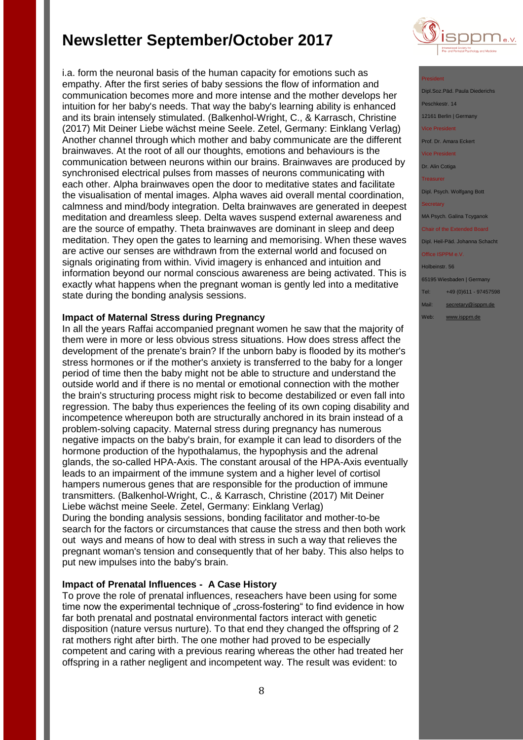i.a. form the neuronal basis of the human capacity for emotions such as empathy. After the first series of baby sessions the flow of information and communication becomes more and more intense and the mother develops her intuition for her baby's needs. That way the baby's learning ability is enhanced and its brain intensely stimulated. (Balkenhol-Wright, C., & Karrasch, Christine (2017) Mit Deiner Liebe wächst meine Seele. Zetel, Germany: Einklang Verlag)

Another channel through which mother and baby communicate are the different brainwaves. At the root of all our thoughts, emotions and behaviours is the communication between neurons within our brains. Brainwaves are produced by synchronised electrical pulses from masses of neurons communicating with each other. Alpha brainwaves open the door to meditative states and facilitate the visualisation of mental images. Alpha waves aid overall mental coordination, calmness and mind/body integration. Delta brainwaves are generated in deepest meditation and dreamless sleep. Delta waves suspend external awareness and are the source of empathy. Theta brainwaves are dominant in sleep and deep meditation. They open the gates to learning and memorising. When these waves are active our senses are withdrawn from the external world and focused on signals originating from within. Vivid imagery is enhanced and intuition and information beyond our normal conscious awareness are being activated. This is exactly what happens when the pregnant woman is gently led into a meditative state during the bonding analysis sessions.

**Impact of Maternal Stress during Pregnancy**

In all the years Raffai accompanied pregnant women he saw that the majority of them were in more or less obvious stress situations. How does stress affect the development of the prenate's brain? If the unborn baby is flooded by its mother's stress hormones or if the mother's anxiety is transferred to the baby for a longer period of time then the baby might not be able to structure and understand the outside world and if there is no mental or emotional connection with the mother the brain's structuring process might risk to become destabilized or even fall into regression. The baby thus experiences the feeling of its own coping disability and incompetence whereupon both are structurally anchored in its brain instead of a problem-solving capacity. Maternal stress during pregnancy has numerous negative impacts on the baby's brain, for example it can lead to disorders of the hormone production of the hypothalamus, the hypophysis and the adrenal glands, the so-called HPA-Axis. The constant arousal of the HPA-Axis eventually leads to an impairment of the immune system and a higher level of cortisol hampers numerous genes that are responsible for the production of immune transmitters. (Balkenhol-Wright, C., & Karrasch, Christine (2017) Mit Deiner Liebe wächst meine Seele. Zetel, Germany: Einklang Verlag)

During the bonding analysis sessions, bonding facilitator and mother-to-be search for the factors or circumstances that cause the stress and then both work out ways and means of how to deal with stress in such a way that relieves the pregnant woman's tension and consequently that of her baby. This also helps to put new impulses into the baby's brain.

**Impact of Prenatal Influences - A Case History**

To prove the role of prenatal influences, reseachers have been using for some time now the experimental technique of „cross-fostering" to find evidence in how far both prenatal and postnatal environmental factors interact with genetic disposition (nature versus nurture). To that end they changed the offspring of 2 rat mothers right after birth. The one mother had proved to be especially competent and caring with a previous rearing whereas the other had treated her offspring in a rather negligent and incompetent way. The result was evident: to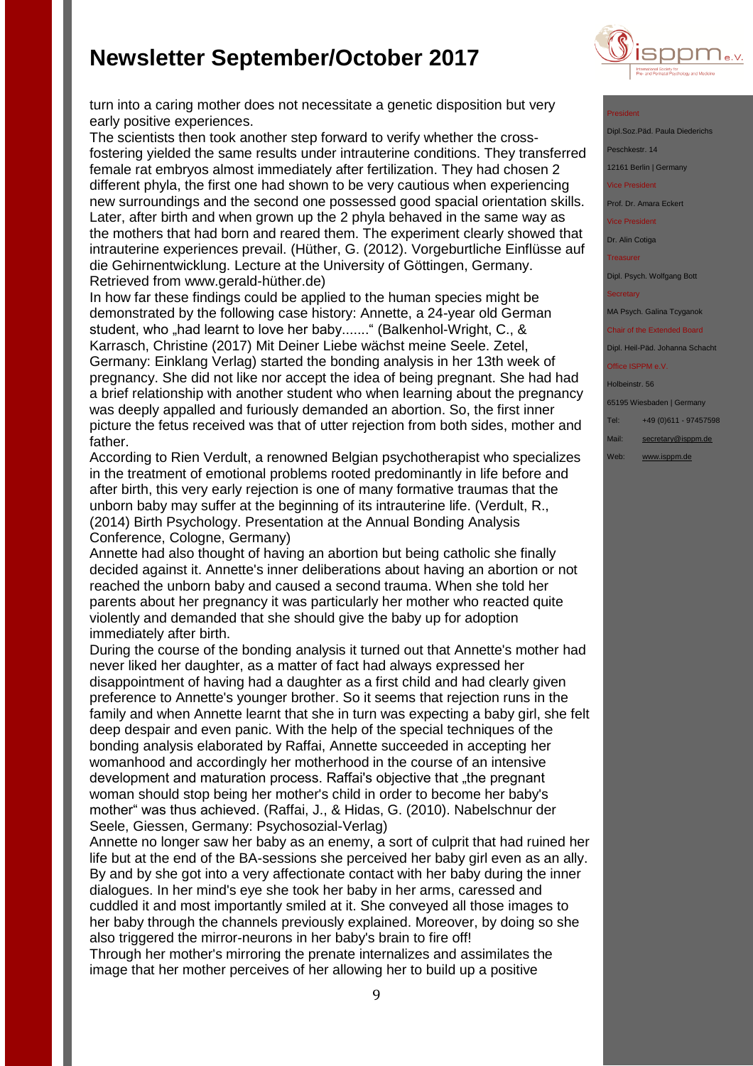turn into a caring mother does not necessitate a genetic disposition but very early positive experiences.

The scientists then took another step forward to verify whether the cross-fostering yielded the same results under intrauterine conditions. They transferred female rat embryos almost immediately after fertilization. They had chosen 2 different phyla, the first one had shown to be very cautious when experiencing new surroundings and the second one possessed good spacial orientation skills. Later, after birth and when grown up the 2 phyla behaved in the same way as the mothers that had born and reared them. The experiment clearly showed that intrauterine experiences prevail. (Hüther, G. (2012). Vorgeburtliche Einflüsse auf die Gehirnentwicklung. Lecture at the University of Göttingen, Germany. Retrieved from www.gerald-hüther.de)

In how far these findings could be applied to the human species might be demonstrated by the following case history: Annette, a 24-year old German student, who „had learnt to love her baby......." (Balkenhol-Wright, C., & Karrasch, Christine (2017) Mit Deiner Liebe wächst meine Seele. Zetel, Germany: Einklang Verlag) started the bonding analysis in her 13th week of pregnancy. She did not like nor accept the idea of being pregnant. She had had a brief relationship with another student who when learning about the pregnancy was deeply appalled and furiously demanded an abortion. So, the first inner picture the fetus received was that of utter rejection from both sides, mother and father.

According to Rien Verdult, a renowned Belgian psychotherapist who specializes in the treatment of emotional problems rooted predominantly in life before and after birth, this very early rejection is one of many formative traumas that the unborn baby may suffer at the beginning of its intrauterine life. (Verdult, R., (2014) Birth Psychology. Presentation at the Annual Bonding Analysis Conference, Cologne, Germany)

Annette had also thought of having an abortion but being catholic she finally decided against it. Annette's inner deliberations about having an abortion or not reached the unborn baby and caused a second trauma. When she told her parents about her pregnancy it was particularly her mother who reacted quite violently and demanded that she should give the baby up for adoption immediately after birth.

During the course of the bonding analysis it turned out that Annette's mother had never liked her daughter, as a matter of fact had always expressed her disappointment of having had a daughter as a first child and had clearly given preference to Annette's younger brother. So it seems that rejection runs in the family and when Annette learnt that she in turn was expecting a baby girl, she felt deep despair and even panic. With the help of the special techniques of the bonding analysis elaborated by Raffai, Annette succeeded in accepting her womanhood and accordingly her motherhood in the course of an intensive development and maturation process. Raffai's objective that „the pregnant woman should stop being her mother's child in order to become her baby's mother" was thus achieved. (Raffai, J., & Hidas, G. (2010). Nabelschnur der Seele, Giessen, Germany: Psychosozial-Verlag)

Annette no longer saw her baby as an enemy, a sort of culprit that had ruined her life but at the end of the BA-sessions she perceived her baby girl even as an ally. By and by she got into a very affectionate contact with her baby during the inner dialogues. In her mind's eye she took her baby in her arms, caressed and cuddled it and most importantly smiled at it. She conveyed all those images to her baby through the channels previously explained. Moreover, by doing so she also triggered the mirror-neurons in her baby's brain to fire off!

Through her mother's mirroring the prenate internalizes and assimilates the image that her mother perceives of her allowing her to build up a positive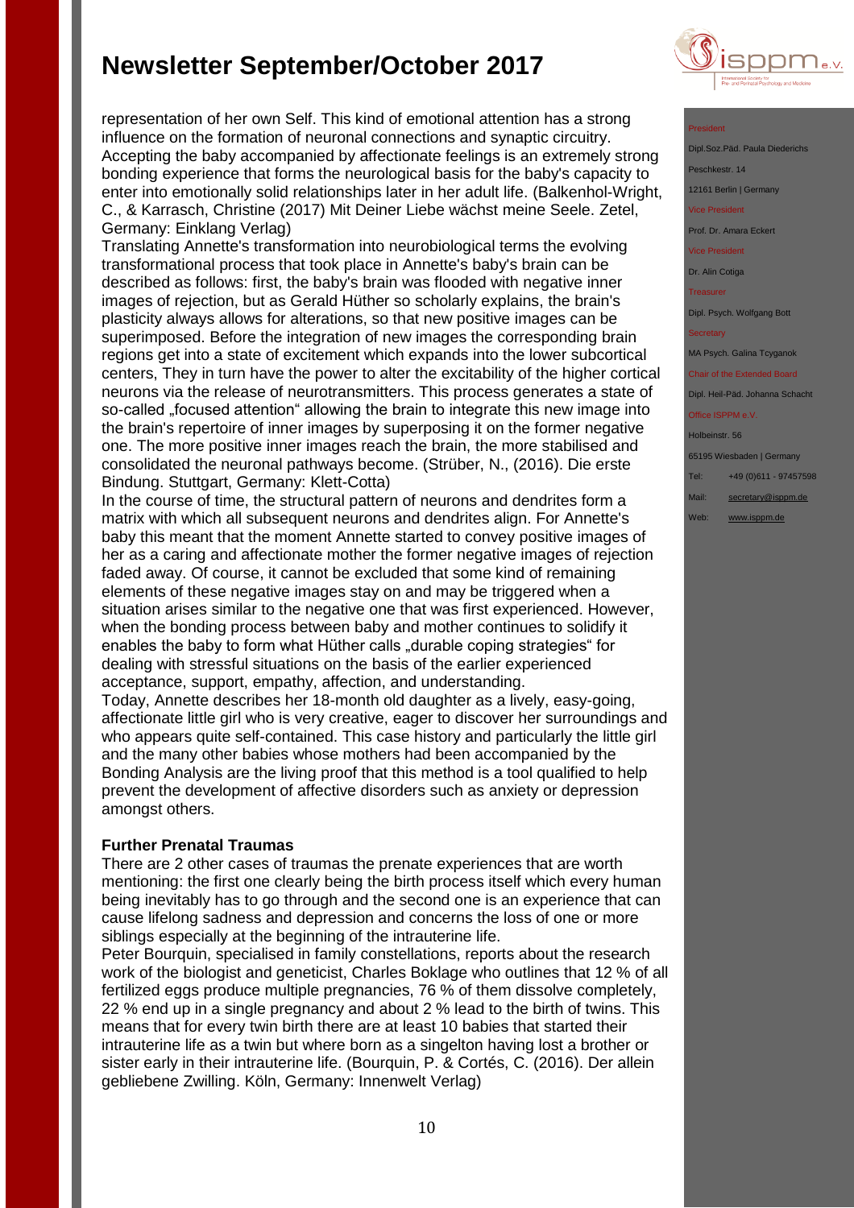representation of her own Self. This kind of emotional attention has a strong influence on the formation of neuronal connections and synaptic circuitry. Accepting the baby accompanied by affectionate feelings is an extremely strong bonding experience that forms the neurological basis for the baby's capacity to enter into emotionally solid relationships later in her adult life. (Balkenhol-Wright, C., & Karrasch, Christine (2017) Mit Deiner Liebe wächst meine Seele. Zetel, Germany: Einklang Verlag)

Translating Annette's transformation into neurobiological terms the evolving transformational process that took place in Annette's baby's brain can be described as follows: first, the baby's brain was flooded with negative inner images of rejection, but as Gerald Hüther so scholarly explains, the brain's plasticity always allows for alterations, so that new positive images can be superimposed. Before the integration of new images the corresponding brain regions get into a state of excitement which expands into the lower subcortical centers, They in turn have the power to alter the excitability of the higher cortical neurons via the release of neurotransmitters. This process generates a state of so-called „focused attention“ allowing the brain to integrate this new image into the brain's repertoire of inner images by superposing it on the former negative one. The more positive inner images reach the brain, the more stabilised and consolidated the neuronal pathways become. (Strüber, N., (2016). Die erste Bindung. Stuttgart, Germany: Klett-Cotta)

In the course of time, the structural pattern of neurons and dendrites form a matrix with which all subsequent neurons and dendrites align. For Annette's baby this meant that the moment Annette started to convey positive images of her as a caring and affectionate mother the former negative images of rejection faded away. Of course, it cannot be excluded that some kind of remaining elements of these negative images stay on and may be triggered when a situation arises similar to the negative one that was first experienced. However, when the bonding process between baby and mother continues to solidify it enables the baby to form what Hüther calls „durable coping strategies“ for dealing with stressful situations on the basis of the earlier experienced acceptance, support, empathy, affection, and understanding.

Today, Annette describes her 18-month old daughter as a lively, easy-going, affectionate little girl who is very creative, eager to discover her surroundings and who appears quite self-contained. This case history and particularly the little girl and the many other babies whose mothers had been accompanied by the Bonding Analysis are the living proof that this method is a tool qualified to help prevent the development of affective disorders such as anxiety or depression amongst others.

**Further Prenatal Traumas**

There are 2 other cases of traumas the prenate experiences that are worth mentioning: the first one clearly being the birth process itself which every human being inevitably has to go through and the second one is an experience that can cause lifelong sadness and depression and concerns the loss of one or more siblings especially at the beginning of the intrauterine life.

Peter Bourquin, specialised in family constellations, reports about the research work of the biologist and geneticist, Charles Boklage who outlines that 12 % of all fertilized eggs produce multiple pregnancies, 76 % of them dissolve completely, 22 % end up in a single pregnancy and about 2 % lead to the birth of twins. This means that for every twin birth there are at least 10 babies that started their intrauterine life as a twin but where born as a singelton having lost a brother or sister early in their intrauterine life. (Bourquin, P. & Cortés, C. (2016). Der allein gebliebene Zwilling. Köln, Germany: Innenwelt Verlag)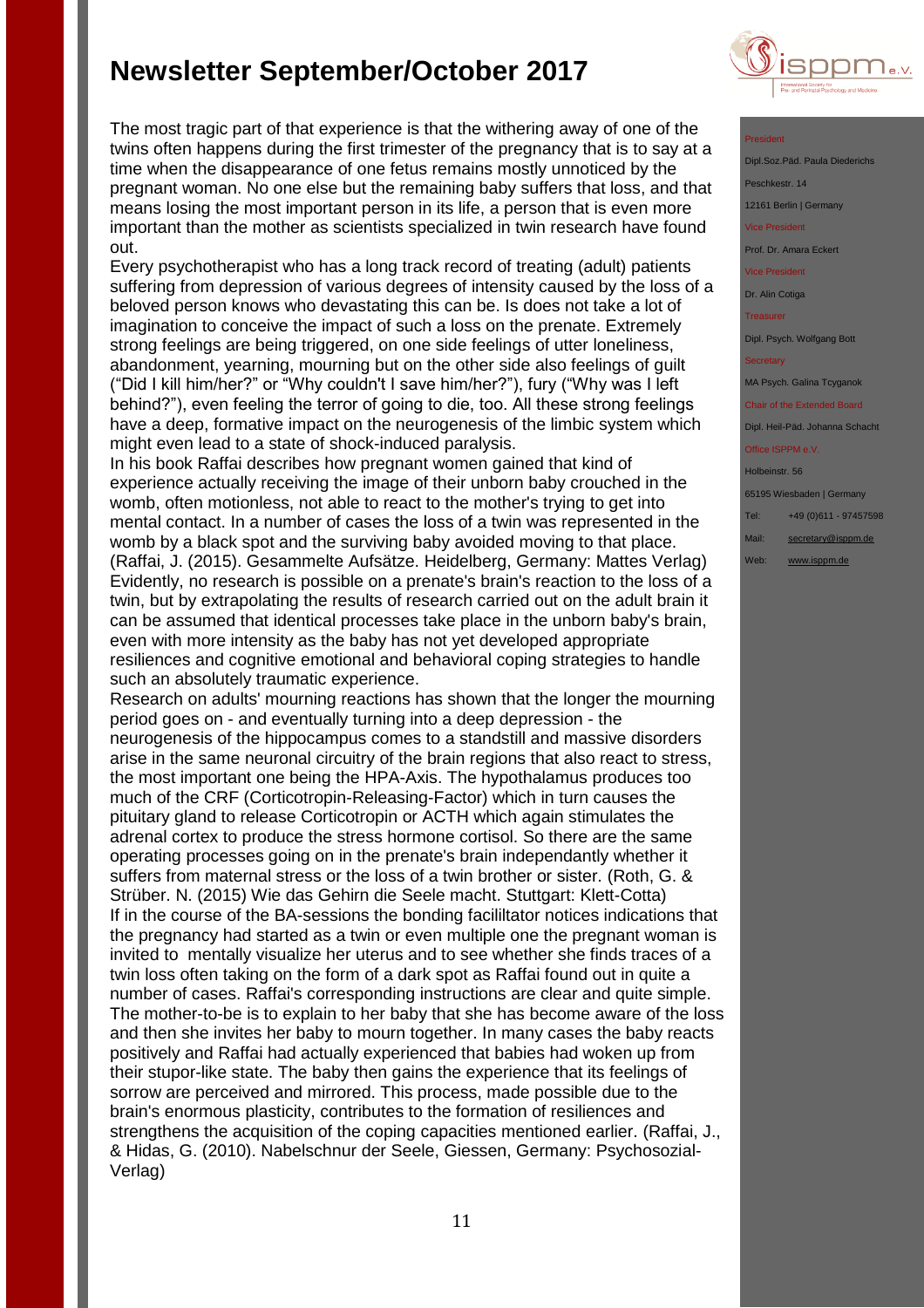The most tragic part of that experience is that the withering away of one of the twins often happens during the first trimester of the pregnancy that is to say at a time when the disappearance of one fetus remains mostly unnoticed by the pregnant woman. No one else but the remaining baby suffers that loss, and that means losing the most important person in its life, a person that is even more important than the mother as scientists specialized in twin research have found out.

Every psychotherapist who has a long track record of treating (adult) patients suffering from depression of various degrees of intensity caused by the loss of a beloved person knows who devastating this can be. Is does not take a lot of imagination to conceive the impact of such a loss on the prenate. Extremely strong feelings are being triggered, on one side feelings of utter loneliness, abandonment, yearning, mourning but on the other side also feelings of guilt ("Did I kill him/her?" or "Why couldn't I save him/her?"), fury ("Why was I left behind?"), even feeling the terror of going to die, too. All these strong feelings have a deep, formative impact on the neurogenesis of the limbic system which might even lead to a state of shock-induced paralysis.

In his book Raffai describes how pregnant women gained that kind of experience actually receiving the image of their unborn baby crouched in the womb, often motionless, not able to react to the mother's trying to get into mental contact. In a number of cases the loss of a twin was represented in the womb by a black spot and the surviving baby avoided moving to that place. (Raffai, J. (2015). Gesammelte Aufsätze. Heidelberg, Germany: Mattes Verlag)

Evidently, no research is possible on a prenate's brain's reaction to the loss of a twin, but by extrapolating the results of research carried out on the adult brain it can be assumed that identical processes take place in the unborn baby's brain, even with more intensity as the baby has not yet developed appropriate resiliences and cognitive emotional and behavioral coping strategies to handle such an absolutely traumatic experience.

Research on adults' mourning reactions has shown that the longer the mourning period goes on - and eventually turning into a deep depression - the neurogenesis of the hippocampus comes to a standstill and massive disorders arise in the same neuronal circuitry of the brain regions that also react to stress, the most important one being the HPA-Axis. The hypothalamus produces too much of the CRF (Corticotropin-Releasing-Factor) which in turn causes the pituitary gland to release Corticotropin or ACTH which again stimulates the adrenal cortex to produce the stress hormone cortisol. So there are the same operating processes going on in the prenate's brain independantly whether it suffers from maternal stress or the loss of a twin brother or sister. (Roth, G. & Strüber. N. (2015) Wie das Gehirn die Seele macht. Stuttgart: Klett-Cotta)

If in the course of the BA-sessions the bonding facililtator notices indications that the pregnancy had started as a twin or even multiple one the pregnant woman is invited to mentally visualize her uterus and to see whether she finds traces of a twin loss often taking on the form of a dark spot as Raffai found out in quite a number of cases. Raffai's corresponding instructions are clear and quite simple. The mother-to-be is to explain to her baby that she has become aware of the loss and then she invites her baby to mourn together. In many cases the baby reacts positively and Raffai had actually experienced that babies had woken up from their stupor-like state. The baby then gains the experience that its feelings of sorrow are perceived and mirrored. This process, made possible due to the brain's enormous plasticity, contributes to the formation of resiliences and strengthens the acquisition of the coping capacities mentioned earlier. (Raffai, J., & Hidas, G. (2010). Nabelschnur der Seele, Giessen, Germany: Psychosozial-Verlag)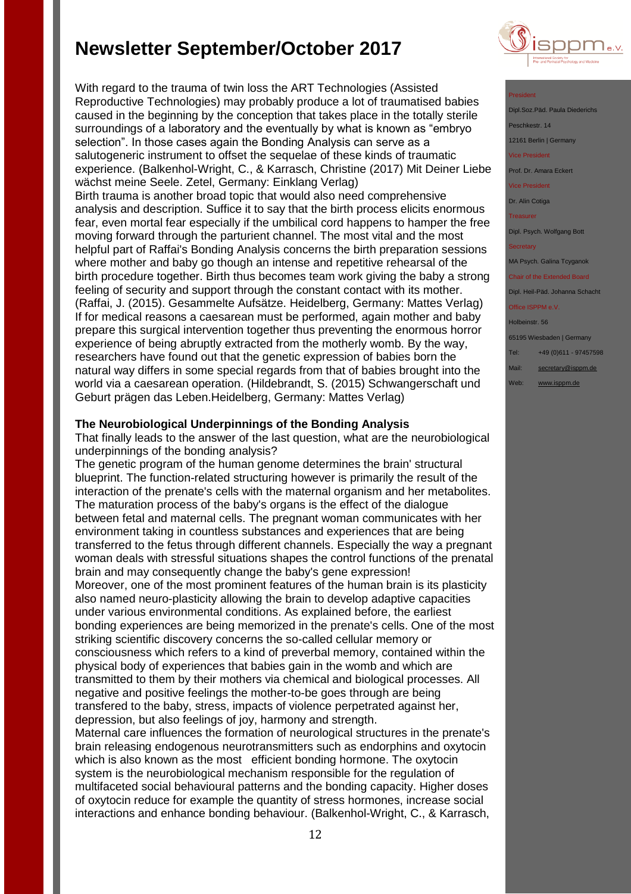With regard to the trauma of twin loss the ART Technologies (Assisted Reproductive Technologies) may probably produce a lot of traumatised babies caused in the beginning by the conception that takes place in the totally sterile surroundings of a laboratory and the eventually by what is known as "embryo selection". In those cases again the Bonding Analysis can serve as a salutogeneric instrument to offset the sequelae of these kinds of traumatic experience. (Balkenhol-Wright, C., & Karrasch, Christine (2017) Mit Deiner Liebe wächst meine Seele. Zetel, Germany: Einklang Verlag)

Birth trauma is another broad topic that would also need comprehensive analysis and description. Suffice it to say that the birth process elicits enormous fear, even mortal fear especially if the umbilical cord happens to hamper the free moving forward through the parturient channel. The most vital and the most helpful part of Raffai's Bonding Analysis concerns the birth preparation sessions where mother and baby go though an intense and repetitive rehearsal of the birth procedure together. Birth thus becomes team work giving the baby a strong feeling of security and support through the constant contact with its mother. (Raffai, J. (2015). Gesammelte Aufsätze. Heidelberg, Germany: Mattes Verlag)

If for medical reasons a caesarean must be performed, again mother and baby prepare this surgical intervention together thus preventing the enormous horror experience of being abruptly extracted from the motherly womb. By the way, researchers have found out that the genetic expression of babies born the natural way differs in some special regards from that of babies brought into the world via a caesarean operation. (Hildebrandt, S. (2015) Schwangerschaft und Geburt prägen das Leben.Heidelberg, Germany: Mattes Verlag)

**The Neurobiological Underpinnings of the Bonding Analysis**

That finally leads to the answer of the last question, what are the neurobiological underpinnings of the bonding analysis?

The genetic program of the human genome determines the brain' structural blueprint. The function-related structuring however is primarily the result of the interaction of the prenate's cells with the maternal organism and her metabolites. The maturation process of the baby's organs is the effect of the dialogue between fetal and maternal cells. The pregnant woman communicates with her environment taking in countless substances and experiences that are being transferred to the fetus through different channels. Especially the way a pregnant woman deals with stressful situations shapes the control functions of the prenatal brain and may consequently change the baby's gene expression!

Moreover, one of the most prominent features of the human brain is its plasticity also named neuro-plasticity allowing the brain to develop adaptive capacities under various environmental conditions. As explained before, the earliest bonding experiences are being memorized in the prenate's cells. One of the most striking scientific discovery concerns the so-called cellular memory or consciousness which refers to a kind of preverbal memory, contained within the physical body of experiences that babies gain in the womb and which are transmitted to them by their mothers via chemical and biological processes. All negative and positive feelings the mother-to-be goes through are being transfered to the baby, stress, impacts of violence perpetrated against her, depression, but also feelings of joy, harmony and strength.

Maternal care influences the formation of neurological structures in the prenate's brain releasing endogenous neurotransmitters such as endorphins and oxytocin which is also known as the most efficient bonding hormone. The oxytocin system is the neurobiological mechanism responsible for the regulation of multifaceted social behavioural patterns and the bonding capacity. Higher doses of oxytocin reduce for example the quantity of stress hormones, increase social interactions and enhance bonding behaviour. (Balkenhol-Wright, C., & Karrasch,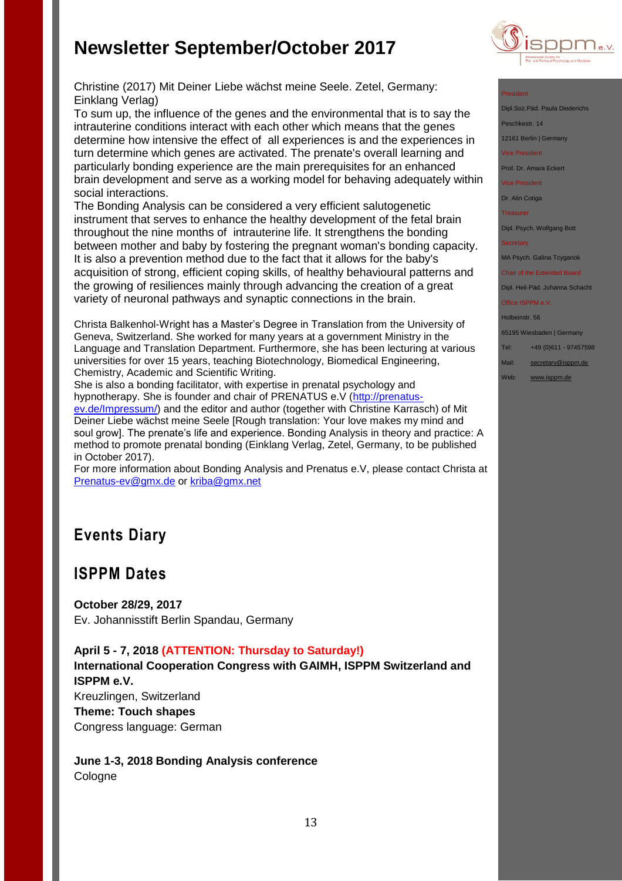# Newsletter September/October 2017

Christine (2017) Mit Deiner Liebe wächst meine Seele. Zetel, Germany: Einklang Verlag)

To sum up, the influence of the genes and the environmental that is to say the intrauterine conditions interact with each other which means that the genes determine how intensive the effect of all experiences is and the experiences in turn determine which genes are activated. The prenate's overall learning and particularly bonding experience are the main prerequisites for an enhanced brain development and serve as a working model for behaving adequately within social interactions.

The Bonding Analysis can be considered a very efficient salutogenetic instrument that serves to enhance the healthy development of the fetal brain throughout the nine months of intrauterine life. It strengthens the bonding between mother and baby by fostering the pregnant woman's bonding capacity. It is also a prevention method due to the fact that it allows for the baby's acquisition of strong, efficient coping skills, of healthy behavioural patterns and the growing of resiliences mainly through advancing the creation of a great variety of neuronal pathways and synaptic connections in the brain.

Christa Balkenhol-Wright has a Master's Degree in Translation from the University of Geneva, Switzerland. She worked for many years at a government Ministry in the Language and Translation Department. Furthermore, she has been lecturing at various universities for over 15 years, teaching Biotechnology, Biomedical Engineering, Chemistry, Academic and Scientific Writing.

She is also a bonding facilitator, with expertise in prenatal psychology and hypnotherapy. She is founder and chair of PRENATUS e.V (http://prenatus-ev.de/Impressum/) and the editor and author (together with Christine Karrasch) of Mit Deiner Liebe wächst meine Seele [Rough translation: Your love makes my mind and soul grow]. The prenate's life and experience. Bonding Analysis in theory and practice: A method to promote prenatal bonding (Einklang Verlag, Zetel, Germany, to be published in October 2017).

For more information about Bonding Analysis and Prenatus e.V, please contact Christa at Prenatus-ev@gmx.de or kriba@gmx.net

## Events Diary

## ISPPM Dates

**October 28/29, 2017**
Ev. Johannisstift Berlin Spandau, Germany

**April 5 - 7, 2018 (ATTENTION: Thursday to Saturday!)**
**International Cooperation Congress with GAIMH, ISPPM Switzerland and ISPPM e.V.**
Kreuzlingen, Switzerland
**Theme: Touch shapes**
Congress language: German

**June 1-3, 2018 Bonding Analysis conference**
Cologne

President
Dipl.Soz.Päd. Paula Diederichs
Peschkestr. 14
12161 Berlin | Germany

Vice President
Prof. Dr. Amara Eckert

Vice President
Dr. Alin Cotiga

Treasurer
Dipl. Psych. Wolfgang Bott

Secretary
MA Psych. Galina Tcyganok

Chair of the Extended Board
Dipl. Heil-Päd. Johanna Schacht

Office ISPPM e.V.
Holbeinstr. 56
65195 Wiesbaden | Germany
Tel: +49 (0)611 - 97457598
Mail: secretary@isppm.de
Web: www.isppm.de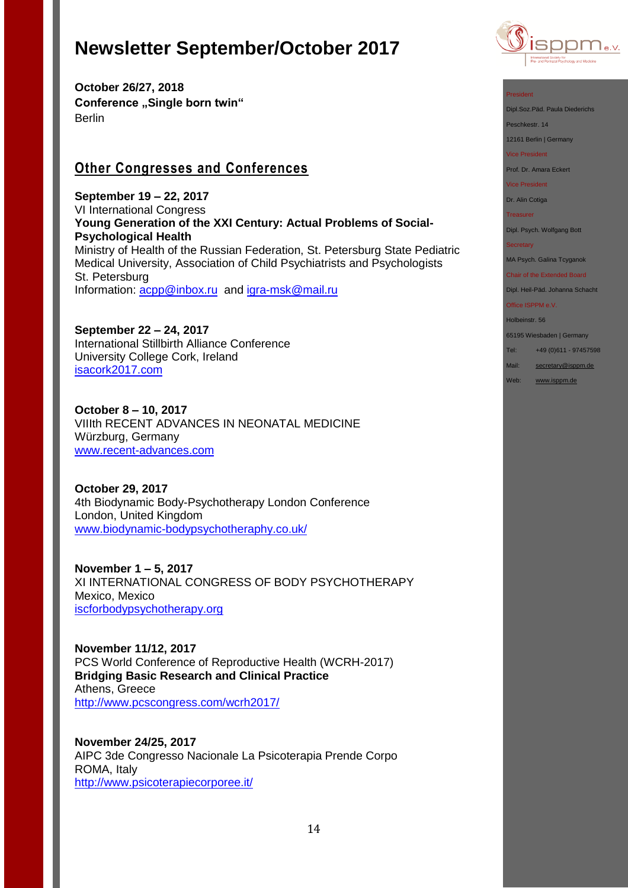# Newsletter September/October 2017

**October 26/27, 2018**
**Conference „Single born twin“**
Berlin

## Other Congresses and Conferences

**September 19 – 22, 2017**
VI International Congress
**Young Generation of the XXI Century: Actual Problems of Social-Psychological Health**
Ministry of Health of the Russian Federation, St. Petersburg State Pediatric Medical University, Association of Child Psychiatrists and Psychologists
St. Petersburg
Information: acpp@inbox.ru and igra-msk@mail.ru

**September 22 – 24, 2017**
International Stillbirth Alliance Conference
University College Cork, Ireland
isacork2017.com

**October 8 – 10, 2017**
VIIIth RECENT ADVANCES IN NEONATAL MEDICINE
Würzburg, Germany
www.recent-advances.com

**October 29, 2017**
4th Biodynamic Body-Psychotherapy London Conference
London, United Kingdom
www.biodynamic-bodypsychotheraphy.co.uk/

**November 1 – 5, 2017**
XI INTERNATIONAL CONGRESS OF BODY PSYCHOTHERAPY
Mexico, Mexico
iscforbodypsychotherapy.org

**November 11/12, 2017**
PCS World Conference of Reproductive Health (WCRH-2017)
**Bridging Basic Research and Clinical Practice**
Athens, Greece
http://www.pcscongress.com/wcrh2017/

**November 24/25, 2017**
AIPC 3de Congresso Nacionale La Psicoterapia Prende Corpo
ROMA, Italy
http://www.psicoterapiecorporee.it/

President
Dipl.Soz.Päd. Paula Diederichs
Peschkestr. 14
12161 Berlin | Germany

Vice President
Prof. Dr. Amara Eckert

Vice President
Dr. Alin Cotiga

Treasurer
Dipl. Psych. Wolfgang Bott

Secretary
MA Psych. Galina Tcyganok

Chair of the Extended Board
Dipl. Heil-Päd. Johanna Schacht

Office ISPPM e.V.
Holbeinstr. 56
65195 Wiesbaden | Germany
Tel: +49 (0)611 - 97457598
Mail: secretary@isppm.de
Web: www.isppm.de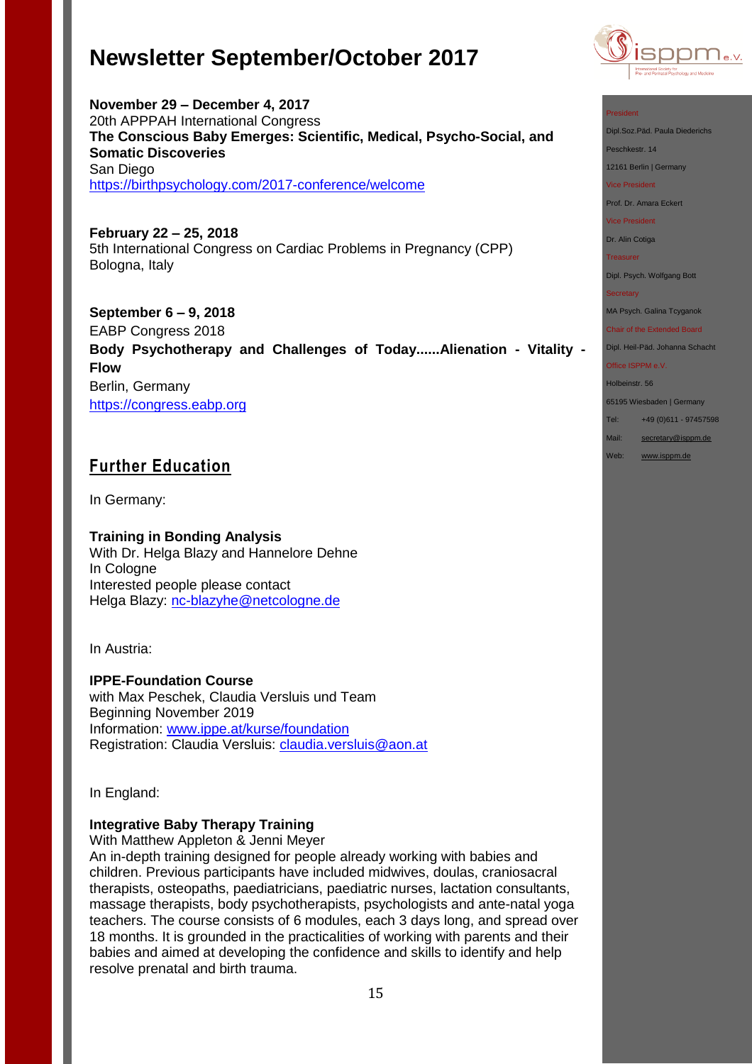**November 29 – December 4, 2017**
20th APPPAH International Congress
**The Conscious Baby Emerges: Scientific, Medical, Psycho-Social, and Somatic Discoveries**
San Diego
https://birthpsychology.com/2017-conference/welcome

**February 22 – 25, 2018**
5th International Congress on Cardiac Problems in Pregnancy (CPP)
Bologna, Italy

**September 6 – 9, 2018**
EABP Congress 2018
**Body Psychotherapy and Challenges of Today......Alienation - Vitality - Flow**
Berlin, Germany
https://congress.eabp.org

## Further Education

In Germany:

**Training in Bonding Analysis**
With Dr. Helga Blazy and Hannelore Dehne
In Cologne
Interested people please contact
Helga Blazy: nc-blazyhe@netcologne.de

In Austria:

**IPPE-Foundation Course**
with Max Peschek, Claudia Versluis und Team
Beginning November 2019
Information: www.ippe.at/kurse/foundation
Registration: Claudia Versluis: claudia.versluis@aon.at

In England:

**Integrative Baby Therapy Training**
With Matthew Appleton & Jenni Meyer
An in-depth training designed for people already working with babies and children. Previous participants have included midwives, doulas, craniosacral therapists, osteopaths, paediatricians, paediatric nurses, lactation consultants, massage therapists, body psychotherapists, psychologists and ante-natal yoga teachers. The course consists of 6 modules, each 3 days long, and spread over 18 months. It is grounded in the practicalities of working with parents and their babies and aimed at developing the confidence and skills to identify and help resolve prenatal and birth trauma.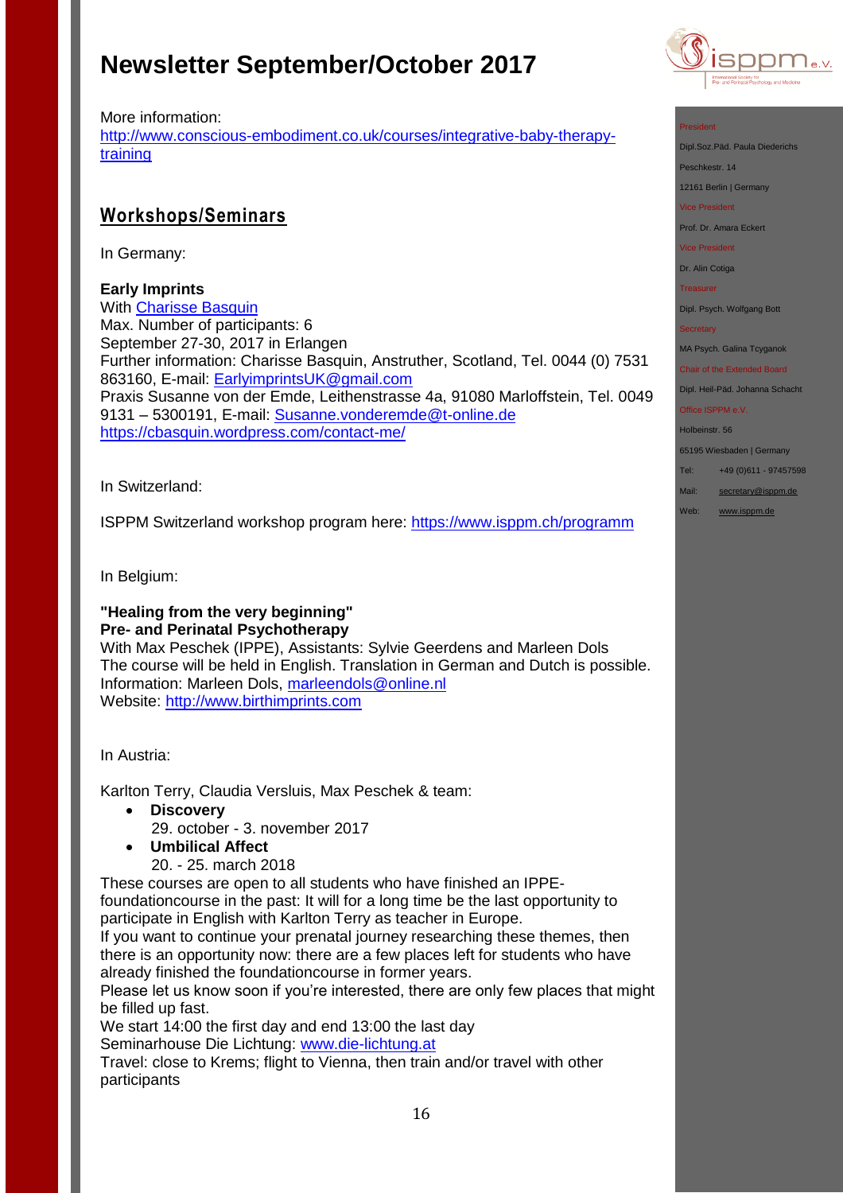More information:
[http://www.conscious-embodiment.co.uk/courses/integrative-baby-therapy-training](http://www.conscious-embodiment.co.uk/courses/integrative-baby-therapy-training)

## Workshops/Seminars

In Germany:

**Early Imprints**
With Charisse Basquin
Max. Number of participants: 6
September 27-30, 2017 in Erlangen
Further information: Charisse Basquin, Anstruther, Scotland, Tel. 0044 (0) 7531 863160, E-mail: EarlyimprintsUK@gmail.com
Praxis Susanne von der Emde, Leithenstrasse 4a, 91080 Marloffstein, Tel. 0049 9131 – 5300191, E-mail: Susanne.vonderemde@t-online.de
https://cbasquin.wordpress.com/contact-me/

In Switzerland:

ISPPM Switzerland workshop program here: https://www.isppm.ch/programm

In Belgium:

**"Healing from the very beginning"**
**Pre- and Perinatal Psychotherapy**
With Max Peschek (IPPE), Assistants: Sylvie Geerdens and Marleen Dols
The course will be held in English. Translation in German and Dutch is possible.
Information: Marleen Dols, marleendols@online.nl
Website: http://www.birthimprints.com

In Austria:

Karlton Terry, Claudia Versluis, Max Peschek & team:

- **Discovery**
  29. october - 3. november 2017
- **Umbilical Affect**
  20. - 25. march 2018

These courses are open to all students who have finished an IPPE-foundationcourse in the past: It will for a long time be the last opportunity to participate in English with Karlton Terry as teacher in Europe.
If you want to continue your prenatal journey researching these themes, then there is an opportunity now: there are a few places left for students who have already finished the foundationcourse in former years.
Please let us know soon if you're interested, there are only few places that might be filled up fast.
We start 14:00 the first day and end 13:00 the last day
Seminarhouse Die Lichtung: www.die-lichtung.at
Travel: close to Krems; flight to Vienna, then train and/or travel with other participants

President
Dipl.Soz.Päd. Paula Diederichs
Peschkestr. 14
12161 Berlin | Germany
Vice President
Prof. Dr. Amara Eckert
Vice President
Dr. Alin Cotiga
Treasurer
Dipl. Psych. Wolfgang Bott
Secretary
MA Psych. Galina Tcyganok
Chair of the Extended Board
Dipl. Heil-Päd. Johanna Schacht
Office ISPPM e.V.
Holbeinstr. 56
65195 Wiesbaden | Germany
Tel: +49 (0)611 - 97457598
Mail: secretary@isppm.de
Web: www.isppm.de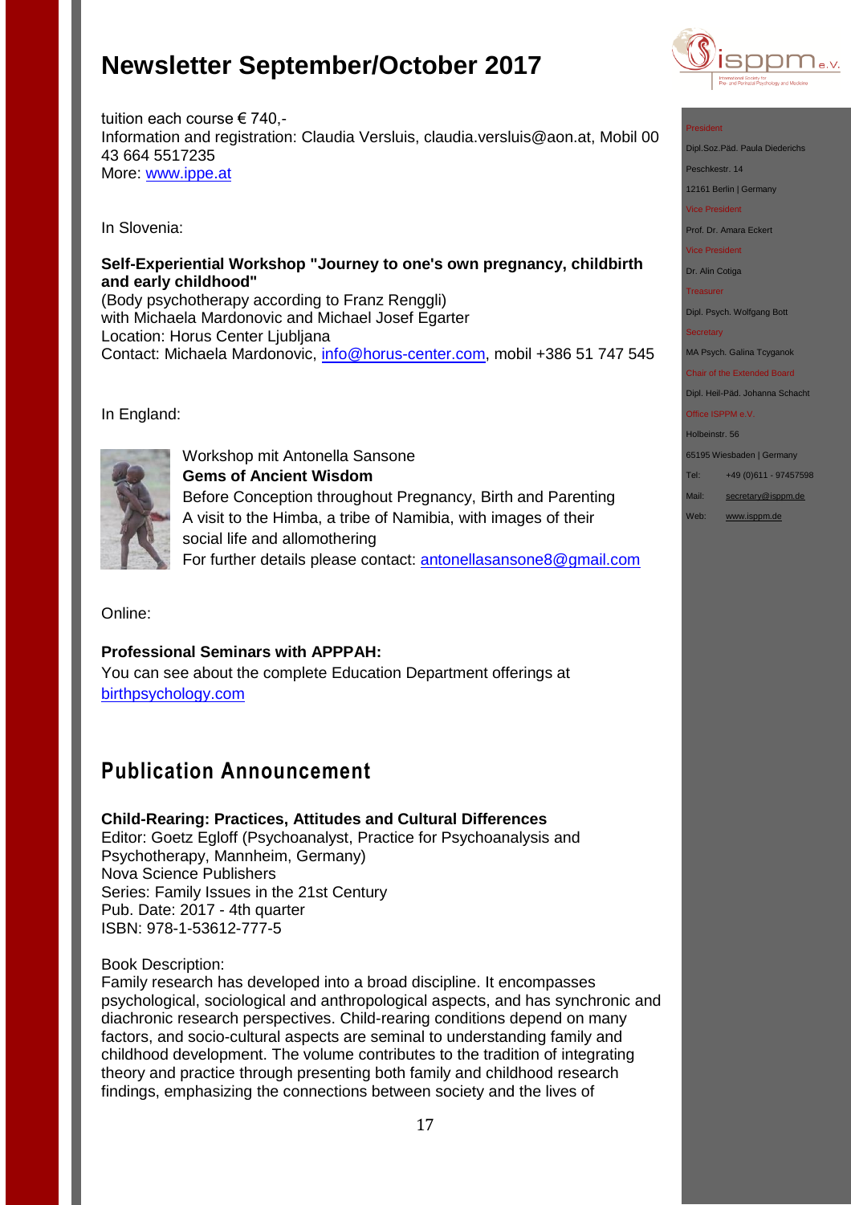# Newsletter September/October 2017

tuition each course € 740,-
Information and registration: Claudia Versluis, claudia.versluis@aon.at, Mobil 00 43 664 5517235
More: www.ippe.at

In Slovenia:

**Self-Experiential Workshop "Journey to one's own pregnancy, childbirth and early childhood"**
(Body psychotherapy according to Franz Renggli)
with Michaela Mardonovic and Michael Josef Egarter
Location: Horus Center Ljubljana
Contact: Michaela Mardonovic, info@horus-center.com, mobil +386 51 747 545

In England:

Workshop mit Antonella Sansone
**Gems of Ancient Wisdom**
Before Conception throughout Pregnancy, Birth and Parenting
A visit to the Himba, a tribe of Namibia, with images of their social life and allomothering
For further details please contact: antonellasansone8@gmail.com

Online:

**Professional Seminars with APPPAH:**
You can see about the complete Education Department offerings at birthpsychology.com

## Publication Announcement

**Child-Rearing: Practices, Attitudes and Cultural Differences**
Editor: Goetz Egloff (Psychoanalyst, Practice for Psychoanalysis and Psychotherapy, Mannheim, Germany)
Nova Science Publishers
Series: Family Issues in the 21st Century
Pub. Date: 2017 - 4th quarter
ISBN: 978-1-53612-777-5

Book Description:
Family research has developed into a broad discipline. It encompasses psychological, sociological and anthropological aspects, and has synchronic and diachronic research perspectives. Child-rearing conditions depend on many factors, and socio-cultural aspects are seminal to understanding family and childhood development. The volume contributes to the tradition of integrating theory and practice through presenting both family and childhood research findings, emphasizing the connections between society and the lives of

President
Dipl.Soz.Päd. Paula Diederichs
Peschkestr. 14
12161 Berlin | Germany
Vice President
Prof. Dr. Amara Eckert
Vice President
Dr. Alin Cotiga
Treasurer
Dipl. Psych. Wolfgang Bott
Secretary
MA Psych. Galina Tcyganok
Chair of the Extended Board
Dipl. Heil-Päd. Johanna Schacht
Office ISPPM e.V.
Holbeinstr. 56
65195 Wiesbaden | Germany
Tel: +49 (0)611 - 97457598
Mail: secretary@isppm.de
Web: www.isppm.de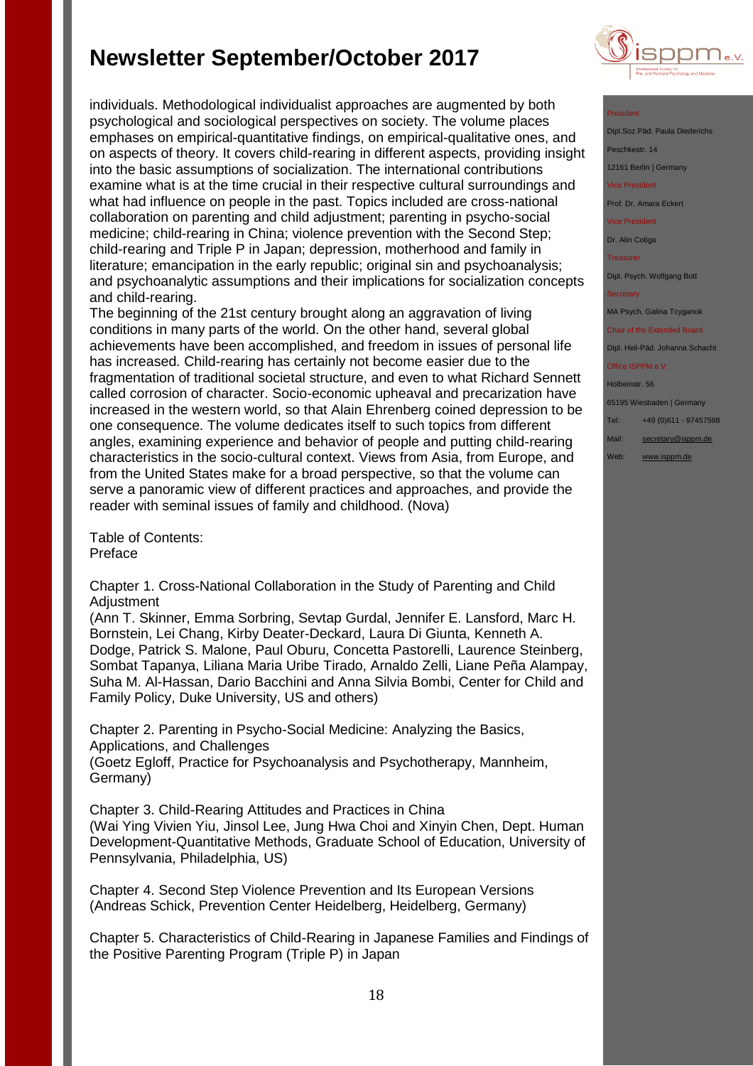individuals. Methodological individualist approaches are augmented by both psychological and sociological perspectives on society. The volume places emphases on empirical-quantitative findings, on empirical-qualitative ones, and on aspects of theory. It covers child-rearing in different aspects, providing insight into the basic assumptions of socialization. The international contributions examine what is at the time crucial in their respective cultural surroundings and what had influence on people in the past. Topics included are cross-national collaboration on parenting and child adjustment; parenting in psycho-social medicine; child-rearing in China; violence prevention with the Second Step; child-rearing and Triple P in Japan; depression, motherhood and family in literature; emancipation in the early republic; original sin and psychoanalysis; and psychoanalytic assumptions and their implications for socialization concepts and child-rearing.
The beginning of the 21st century brought along an aggravation of living conditions in many parts of the world. On the other hand, several global achievements have been accomplished, and freedom in issues of personal life has increased. Child-rearing has certainly not become easier due to the fragmentation of traditional societal structure, and even to what Richard Sennett called corrosion of character. Socio-economic upheaval and precarization have increased in the western world, so that Alain Ehrenberg coined depression to be one consequence. The volume dedicates itself to such topics from different angles, examining experience and behavior of people and putting child-rearing characteristics in the socio-cultural context. Views from Asia, from Europe, and from the United States make for a broad perspective, so that the volume can serve a panoramic view of different practices and approaches, and provide the reader with seminal issues of family and childhood. (Nova)

Table of Contents:
Preface

Chapter 1. Cross-National Collaboration in the Study of Parenting and Child Adjustment
(Ann T. Skinner, Emma Sorbring, Sevtap Gurdal, Jennifer E. Lansford, Marc H. Bornstein, Lei Chang, Kirby Deater-Deckard, Laura Di Giunta, Kenneth A. Dodge, Patrick S. Malone, Paul Oburu, Concetta Pastorelli, Laurence Steinberg, Sombat Tapanya, Liliana Maria Uribe Tirado, Arnaldo Zelli, Liane Peña Alampay, Suha M. Al-Hassan, Dario Bacchini and Anna Silvia Bombi, Center for Child and Family Policy, Duke University, US and others)

Chapter 2. Parenting in Psycho-Social Medicine: Analyzing the Basics, Applications, and Challenges
(Goetz Egloff, Practice for Psychoanalysis and Psychotherapy, Mannheim, Germany)

Chapter 3. Child-Rearing Attitudes and Practices in China
(Wai Ying Vivien Yiu, Jinsol Lee, Jung Hwa Choi and Xinyin Chen, Dept. Human Development-Quantitative Methods, Graduate School of Education, University of Pennsylvania, Philadelphia, US)

Chapter 4. Second Step Violence Prevention and Its European Versions
(Andreas Schick, Prevention Center Heidelberg, Heidelberg, Germany)

Chapter 5. Characteristics of Child-Rearing in Japanese Families and Findings of the Positive Parenting Program (Triple P) in Japan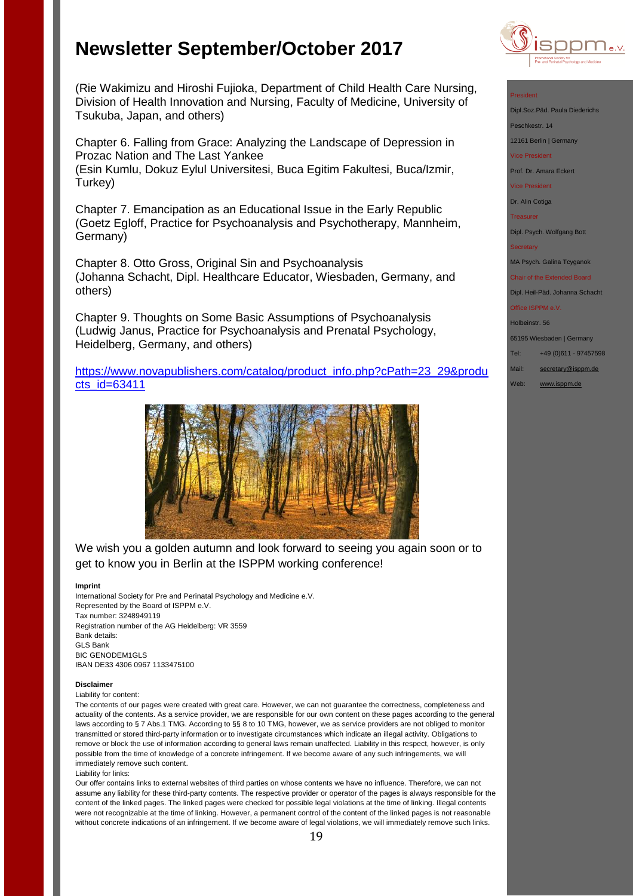# Newsletter September/October 2017

(Rie Wakimizu and Hiroshi Fujioka, Department of Child Health Care Nursing, Division of Health Innovation and Nursing, Faculty of Medicine, University of Tsukuba, Japan, and others)

Chapter 6. Falling from Grace: Analyzing the Landscape of Depression in Prozac Nation and The Last Yankee
(Esin Kumlu, Dokuz Eylul Universitesi, Buca Egitim Fakultesi, Buca/Izmir, Turkey)

Chapter 7. Emancipation as an Educational Issue in the Early Republic
(Goetz Egloff, Practice for Psychoanalysis and Psychotherapy, Mannheim, Germany)

Chapter 8. Otto Gross, Original Sin and Psychoanalysis
(Johanna Schacht, Dipl. Healthcare Educator, Wiesbaden, Germany, and others)

Chapter 9. Thoughts on Some Basic Assumptions of Psychoanalysis
(Ludwig Janus, Practice for Psychoanalysis and Prenatal Psychology, Heidelberg, Germany, and others)

https://www.novapublishers.com/catalog/product_info.php?cPath=23_29&products_id=63411

We wish you a golden autumn and look forward to seeing you again soon or to get to know you in Berlin at the ISPPM working conference!

**Imprint**
International Society for Pre and Perinatal Psychology and Medicine e.V.
Represented by the Board of ISPPM e.V.
Tax number: 3248949119
Registration number of the AG Heidelberg: VR 3559
Bank details:
GLS Bank
BIC GENODEM1GLS
IBAN DE33 4306 0967 1133475100

**Disclaimer**
Liability for content:
The contents of our pages were created with great care. However, we can not guarantee the correctness, completeness and actuality of the contents. As a service provider, we are responsible for our own content on these pages according to the general laws according to § 7 Abs.1 TMG. According to §§ 8 to 10 TMG, however, we as service providers are not obliged to monitor transmitted or stored third-party information or to investigate circumstances which indicate an illegal activity. Obligations to remove or block the use of information according to general laws remain unaffected. Liability in this respect, however, is only possible from the time of knowledge of a concrete infringement. If we become aware of any such infringements, we will immediately remove such content.
Liability for links:
Our offer contains links to external websites of third parties on whose contents we have no influence. Therefore, we can not assume any liability for these third-party contents. The respective provider or operator of the pages is always responsible for the content of the linked pages. The linked pages were checked for possible legal violations at the time of linking. Illegal contents were not recognizable at the time of linking. However, a permanent control of the content of the linked pages is not reasonable without concrete indications of an infringement. If we become aware of legal violations, we will immediately remove such links.

President
Dipl.Soz.Päd. Paula Diederichs
Peschkestr. 14
12161 Berlin | Germany
Vice President
Prof. Dr. Amara Eckert
Vice President
Dr. Alin Cotiga
Treasurer
Dipl. Psych. Wolfgang Bott
Secretary
MA Psych. Galina Tcyganok
Chair of the Extended Board
Dipl. Heil-Päd. Johanna Schacht
Office ISPPM e.V.
Holbeinstr. 56
65195 Wiesbaden | Germany
Tel: +49 (0)611 - 97457598
Mail: secretary@isppm.de
Web: www.isppm.de